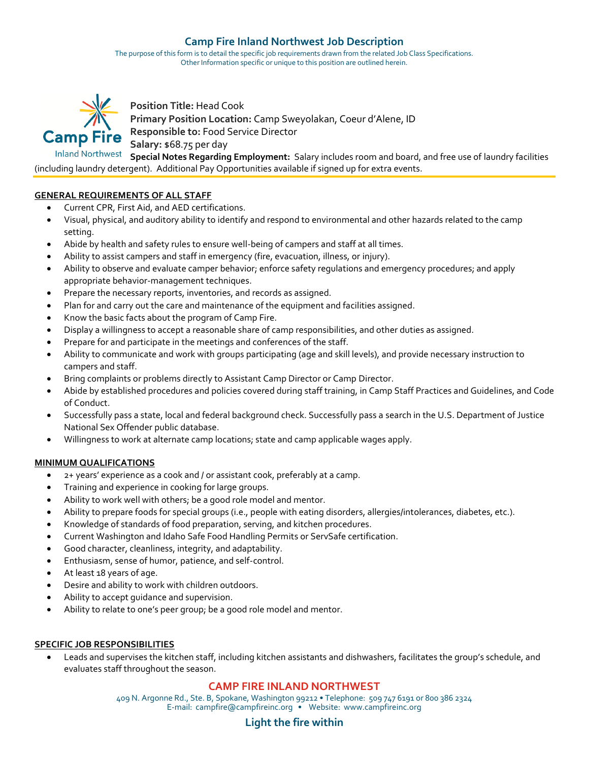# Camp Fire Inland Northwest Job Description

The purpose of this form is to detail the specific job requirements drawn from the related Job Class Specifications.
Other Information specific or unique to this position are outlined herein.

**Position Title:** Head Cook
**Primary Position Location:** Camp Sweyolakan, Coeur d'Alene, ID
**Responsible to:** Food Service Director
**Salary:** $68.75 per day
**Special Notes Regarding Employment:** Salary includes room and board, and free use of laundry facilities (including laundry detergent). Additional Pay Opportunities available if signed up for extra events.

## GENERAL REQUIREMENTS OF ALL STAFF

- Current CPR, First Aid, and AED certifications.
- Visual, physical, and auditory ability to identify and respond to environmental and other hazards related to the camp setting.
- Abide by health and safety rules to ensure well-being of campers and staff at all times.
- Ability to assist campers and staff in emergency (fire, evacuation, illness, or injury).
- Ability to observe and evaluate camper behavior; enforce safety regulations and emergency procedures; and apply appropriate behavior-management techniques.
- Prepare the necessary reports, inventories, and records as assigned.
- Plan for and carry out the care and maintenance of the equipment and facilities assigned.
- Know the basic facts about the program of Camp Fire.
- Display a willingness to accept a reasonable share of camp responsibilities, and other duties as assigned.
- Prepare for and participate in the meetings and conferences of the staff.
- Ability to communicate and work with groups participating (age and skill levels), and provide necessary instruction to campers and staff.
- Bring complaints or problems directly to Assistant Camp Director or Camp Director.
- Abide by established procedures and policies covered during staff training, in Camp Staff Practices and Guidelines, and Code of Conduct.
- Successfully pass a state, local and federal background check. Successfully pass a search in the U.S. Department of Justice National Sex Offender public database.
- Willingness to work at alternate camp locations; state and camp applicable wages apply.

## MINIMUM QUALIFICATIONS

- 2+ years' experience as a cook and / or assistant cook, preferably at a camp.
- Training and experience in cooking for large groups.
- Ability to work well with others; be a good role model and mentor.
- Ability to prepare foods for special groups (i.e., people with eating disorders, allergies/intolerances, diabetes, etc.).
- Knowledge of standards of food preparation, serving, and kitchen procedures.
- Current Washington and Idaho Safe Food Handling Permits or ServSafe certification.
- Good character, cleanliness, integrity, and adaptability.
- Enthusiasm, sense of humor, patience, and self-control.
- At least 18 years of age.
- Desire and ability to work with children outdoors.
- Ability to accept guidance and supervision.
- Ability to relate to one's peer group; be a good role model and mentor.

## SPECIFIC JOB RESPONSIBILITIES

- Leads and supervises the kitchen staff, including kitchen assistants and dishwashers, facilitates the group's schedule, and evaluates staff throughout the season.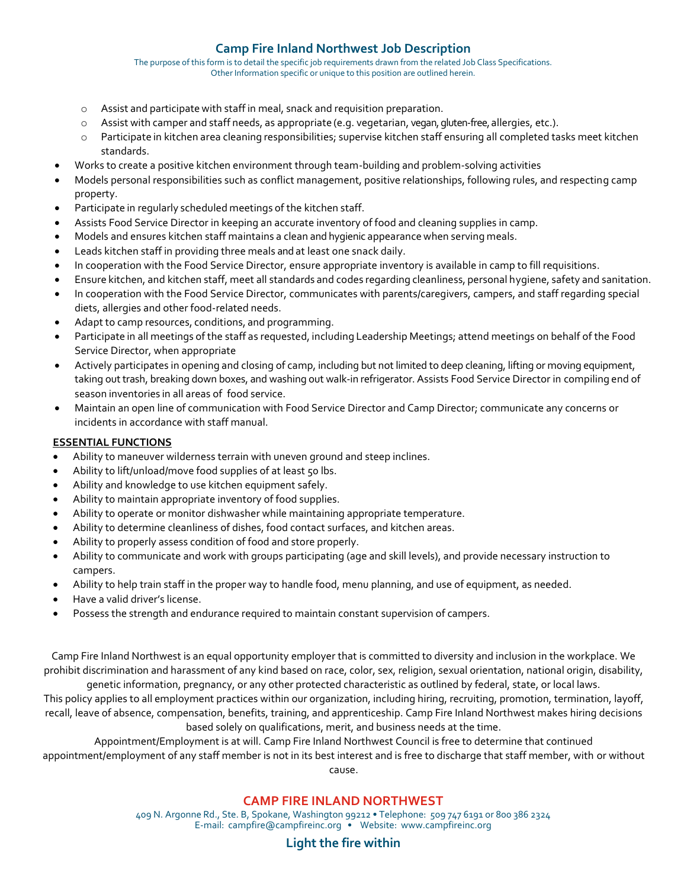- Assist and participate with staff in meal, snack and requisition preparation.
  - Assist with camper and staff needs, as appropriate (e.g. vegetarian, vegan, gluten-free, allergies, etc.).
  - Participate in kitchen area cleaning responsibilities; supervise kitchen staff ensuring all completed tasks meet kitchen standards.
- Works to create a positive kitchen environment through team-building and problem-solving activities
- Models personal responsibilities such as conflict management, positive relationships, following rules, and respecting camp property.
- Participate in regularly scheduled meetings of the kitchen staff.
- Assists Food Service Director in keeping an accurate inventory of food and cleaning supplies in camp.
- Models and ensures kitchen staff maintains a clean and hygienic appearance when serving meals.
- Leads kitchen staff in providing three meals and at least one snack daily.
- In cooperation with the Food Service Director, ensure appropriate inventory is available in camp to fill requisitions.
- Ensure kitchen, and kitchen staff, meet all standards and codes regarding cleanliness, personal hygiene, safety and sanitation.
- In cooperation with the Food Service Director, communicates with parents/caregivers, campers, and staff regarding special diets, allergies and other food-related needs.
- Adapt to camp resources, conditions, and programming.
- Participate in all meetings of the staff as requested, including Leadership Meetings; attend meetings on behalf of the Food Service Director, when appropriate
- Actively participates in opening and closing of camp, including but not limited to deep cleaning, lifting or moving equipment, taking out trash, breaking down boxes, and washing out walk-in refrigerator. Assists Food Service Director in compiling end of season inventories in all areas of food service.
- Maintain an open line of communication with Food Service Director and Camp Director; communicate any concerns or incidents in accordance with staff manual.

**ESSENTIAL FUNCTIONS**

- Ability to maneuver wilderness terrain with uneven ground and steep inclines.
- Ability to lift/unload/move food supplies of at least 50 lbs.
- Ability and knowledge to use kitchen equipment safely.
- Ability to maintain appropriate inventory of food supplies.
- Ability to operate or monitor dishwasher while maintaining appropriate temperature.
- Ability to determine cleanliness of dishes, food contact surfaces, and kitchen areas.
- Ability to properly assess condition of food and store properly.
- Ability to communicate and work with groups participating (age and skill levels), and provide necessary instruction to campers.
- Ability to help train staff in the proper way to handle food, menu planning, and use of equipment, as needed.
- Have a valid driver's license.
- Possess the strength and endurance required to maintain constant supervision of campers.

Camp Fire Inland Northwest is an equal opportunity employer that is committed to diversity and inclusion in the workplace. We prohibit discrimination and harassment of any kind based on race, color, sex, religion, sexual orientation, national origin, disability, genetic information, pregnancy, or any other protected characteristic as outlined by federal, state, or local laws. This policy applies to all employment practices within our organization, including hiring, recruiting, promotion, termination, layoff, recall, leave of absence, compensation, benefits, training, and apprenticeship. Camp Fire Inland Northwest makes hiring decisions based solely on qualifications, merit, and business needs at the time.

Appointment/Employment is at will. Camp Fire Inland Northwest Council is free to determine that continued appointment/employment of any staff member is not in its best interest and is free to discharge that staff member, with or without cause.